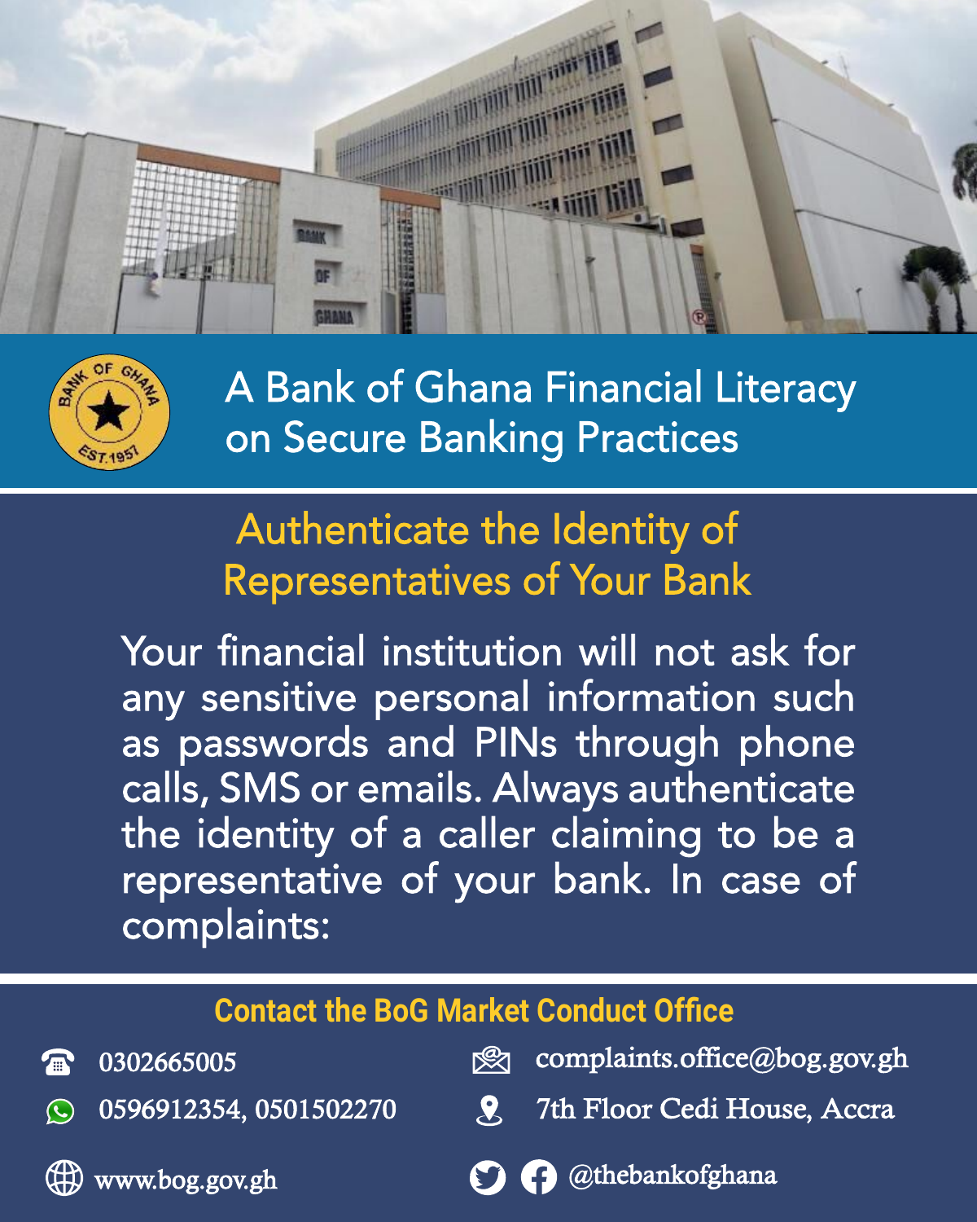# A Bank of Ghana Financial Literacy on Secure Banking Practices

## Authenticate the Identity of Representatives of Your Bank

Your financial institution will not ask for any sensitive personal information such as passwords and PINs through phone calls, SMS or emails. Always authenticate the identity of a caller claiming to be a representative of your bank. In case of complaints:

### Contact the BoG Market Conduct Office

- 0302665005
- 0596912354, 0501502270
- complaints.office@bog.gov.gh
- 7th Floor Cedi House, Accra
- www.bog.gov.gh
- @thebankofghana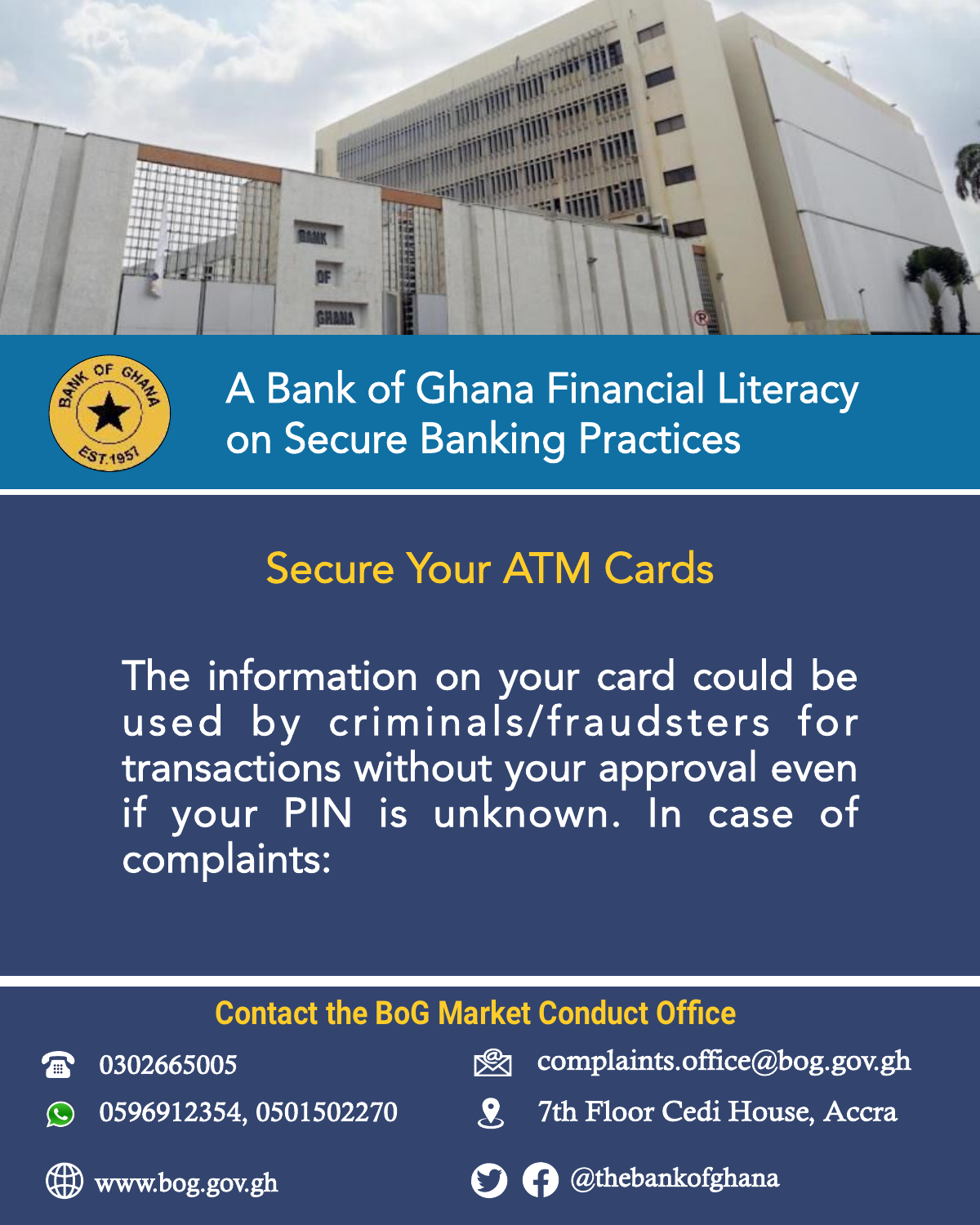## A Bank of Ghana Financial Literacy on Secure Banking Practices

# Secure Your ATM Cards

The information on your card could be used by criminals/fraudsters for transactions without your approval even if your PIN is unknown. In case of complaints:

### Contact the BoG Market Conduct Office

- 0302665005
- 0596912354, 0501502270
- complaints.office@bog.gov.gh
- 7th Floor Cedi House, Accra
- www.bog.gov.gh
- @thebankofghana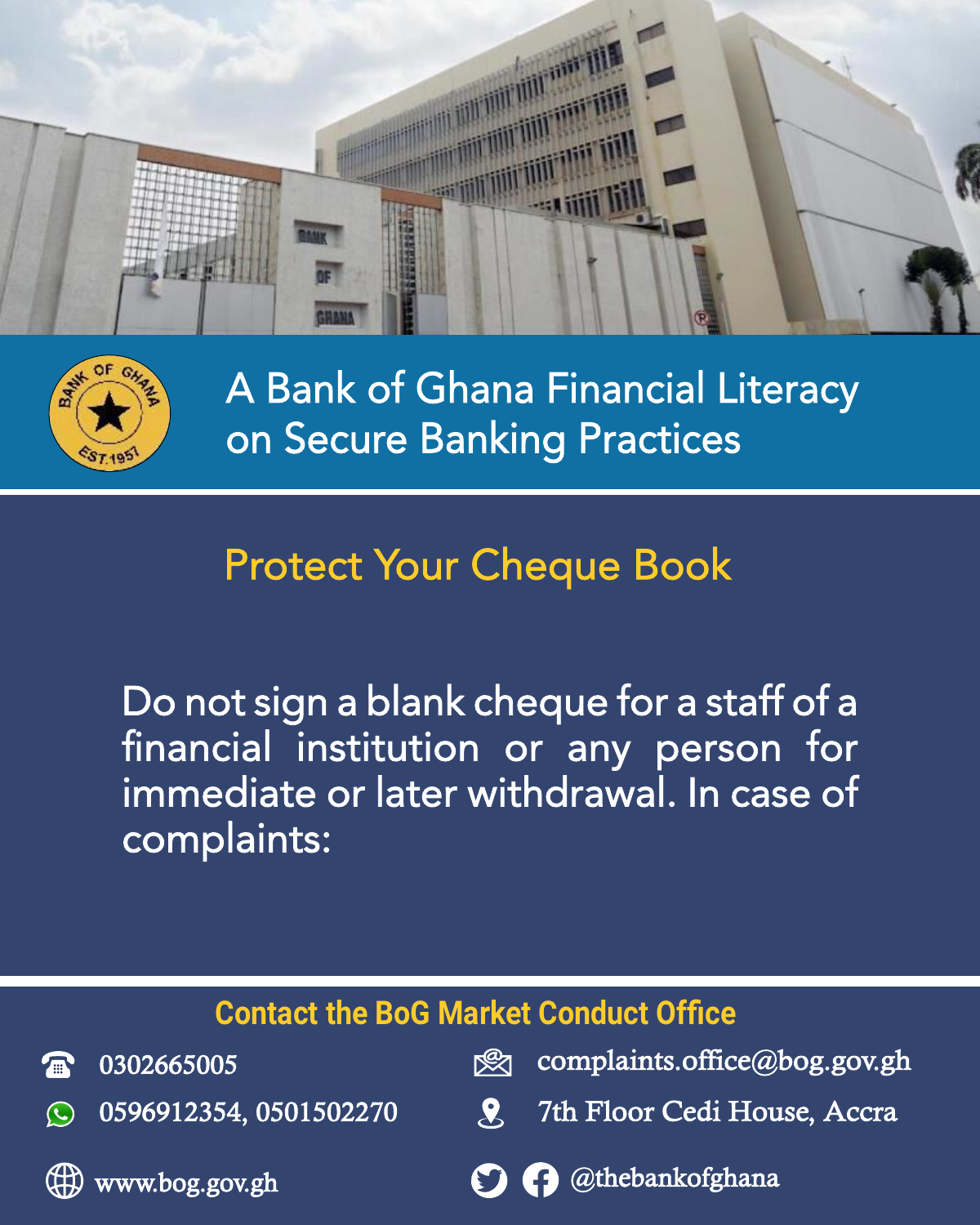# A Bank of Ghana Financial Literacy on Secure Banking Practices

## Protect Your Cheque Book

Do not sign a blank cheque for a staff of a financial institution or any person for immediate or later withdrawal. In case of complaints:

### Contact the BoG Market Conduct Office

- 0302665005
- 0596912354, 0501502270
- complaints.office@bog.gov.gh
- 7th Floor Cedi House, Accra
- www.bog.gov.gh
- @thebankofghana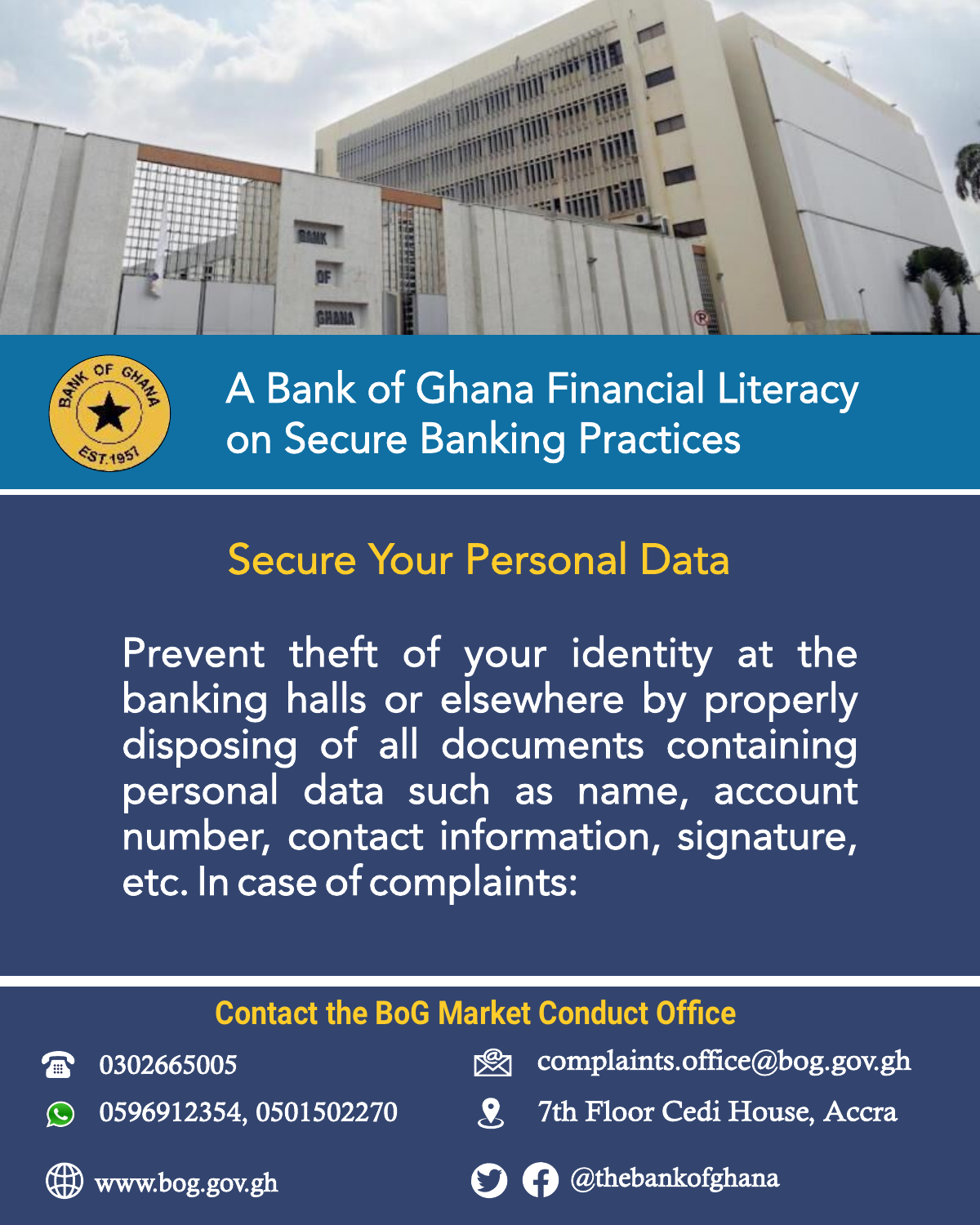# A Bank of Ghana Financial Literacy on Secure Banking Practices

## Secure Your Personal Data

Prevent theft of your identity at the banking halls or elsewhere by properly disposing of all documents containing personal data such as name, account number, contact information, signature, etc. In case of complaints:

### Contact the BoG Market Conduct Office

- 0302665005
- 0596912354, 0501502270
- complaints.office@bog.gov.gh
- 7th Floor Cedi House, Accra
- www.bog.gov.gh
- @thebankofghana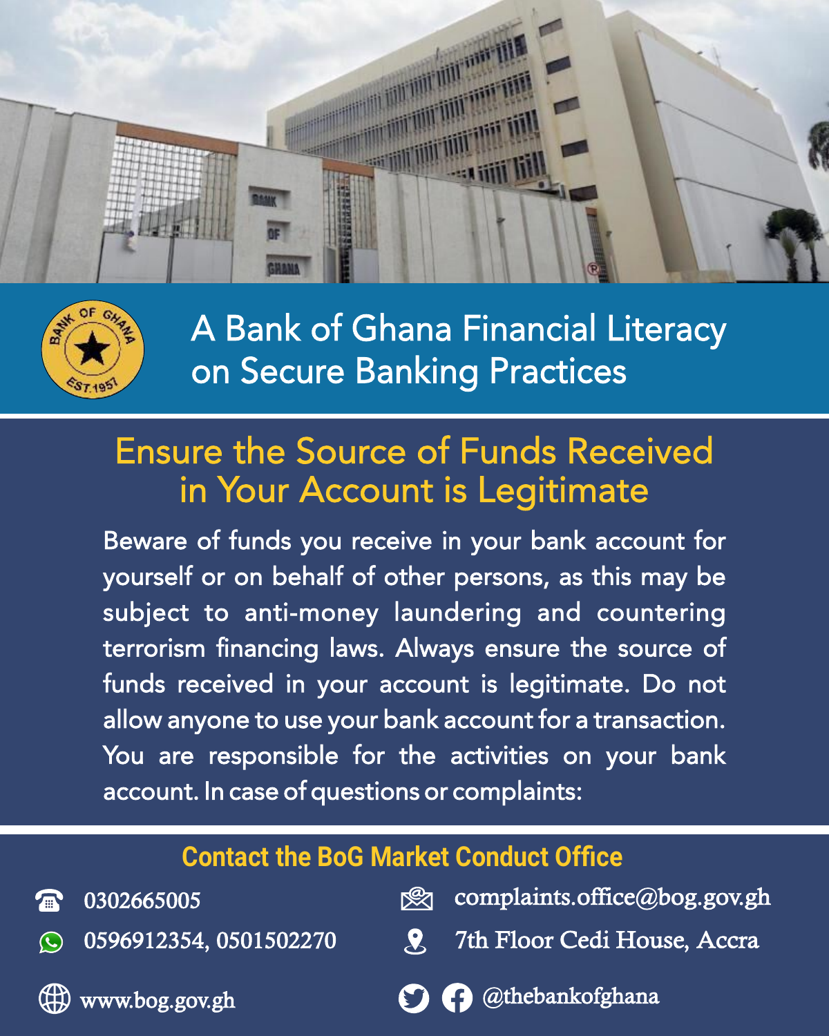# A Bank of Ghana Financial Literacy on Secure Banking Practices

## Ensure the Source of Funds Received in Your Account is Legitimate

Beware of funds you receive in your bank account for yourself or on behalf of other persons, as this may be subject to anti-money laundering and countering terrorism financing laws. Always ensure the source of funds received in your account is legitimate. Do not allow anyone to use your bank account for a transaction. You are responsible for the activities on your bank account. In case of questions or complaints:

### Contact the BoG Market Conduct Office

- 0302665005
- 0596912354, 0501502270
- complaints.office@bog.gov.gh
- 7th Floor Cedi House, Accra
- www.bog.gov.gh
- @thebankofghana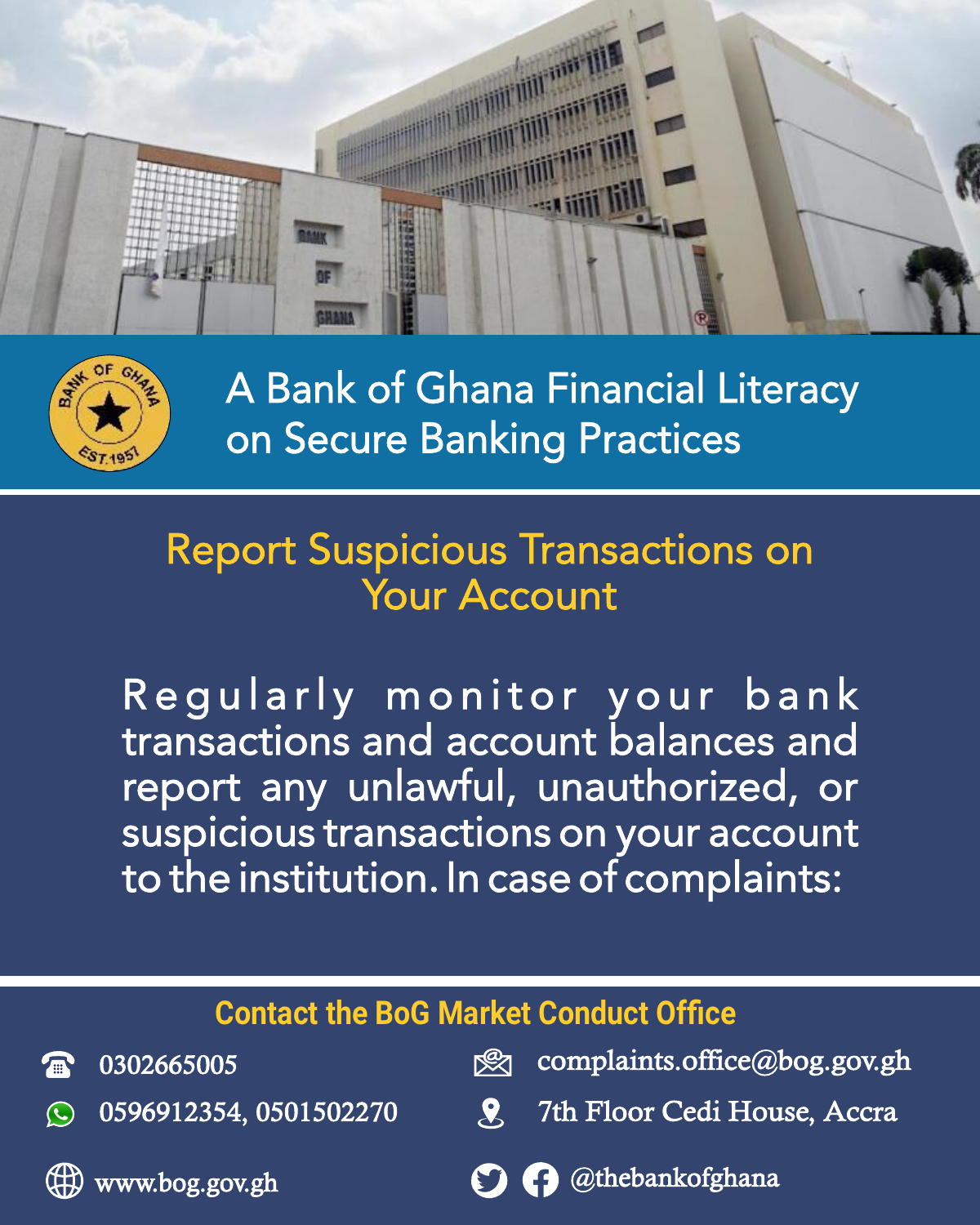# A Bank of Ghana Financial Literacy on Secure Banking Practices

## Report Suspicious Transactions on Your Account

Regularly monitor your bank transactions and account balances and report any unlawful, unauthorized, or suspicious transactions on your account to the institution. In case of complaints:

### Contact the BoG Market Conduct Office

- 0302665005
- 0596912354, 0501502270
- complaints.office@bog.gov.gh
- 7th Floor Cedi House, Accra
- www.bog.gov.gh
- @thebankofghana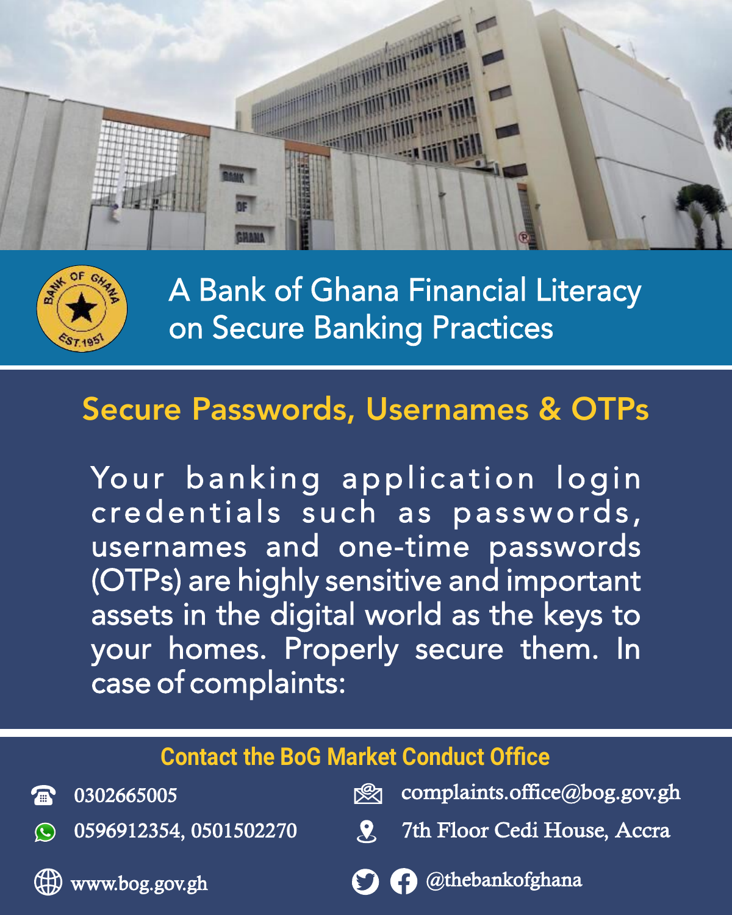# A Bank of Ghana Financial Literacy on Secure Banking Practices

## Secure Passwords, Usernames & OTPs

Your banking application login credentials such as passwords, usernames and one-time passwords (OTPs) are highly sensitive and important assets in the digital world as the keys to your homes. Properly secure them. In case of complaints:

### Contact the BoG Market Conduct Office

- 0302665005
- 0596912354, 0501502270
- www.bog.gov.gh
- complaints.office@bog.gov.gh
- 7th Floor Cedi House, Accra
- @thebankofghana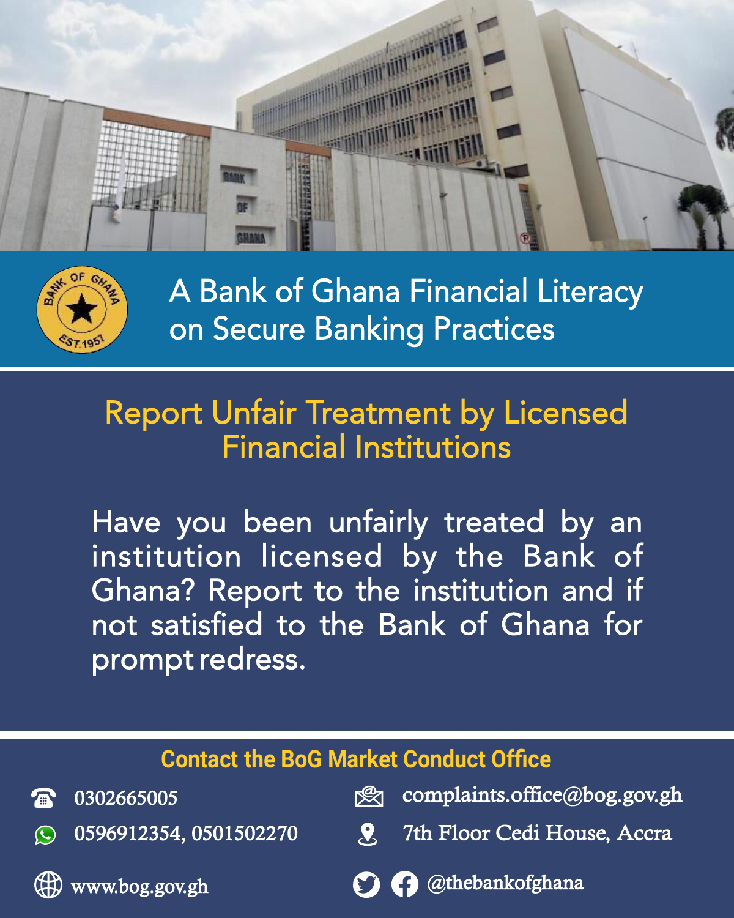# A Bank of Ghana Financial Literacy on Secure Banking Practices

## Report Unfair Treatment by Licensed Financial Institutions

Have you been unfairly treated by an institution licensed by the Bank of Ghana? Report to the institution and if not satisfied to the Bank of Ghana for prompt redress.

### Contact the BoG Market Conduct Office

- 0302665005
- 0596912354, 0501502270
- complaints.office@bog.gov.gh
- 7th Floor Cedi House, Accra
- www.bog.gov.gh
- @thebankofghana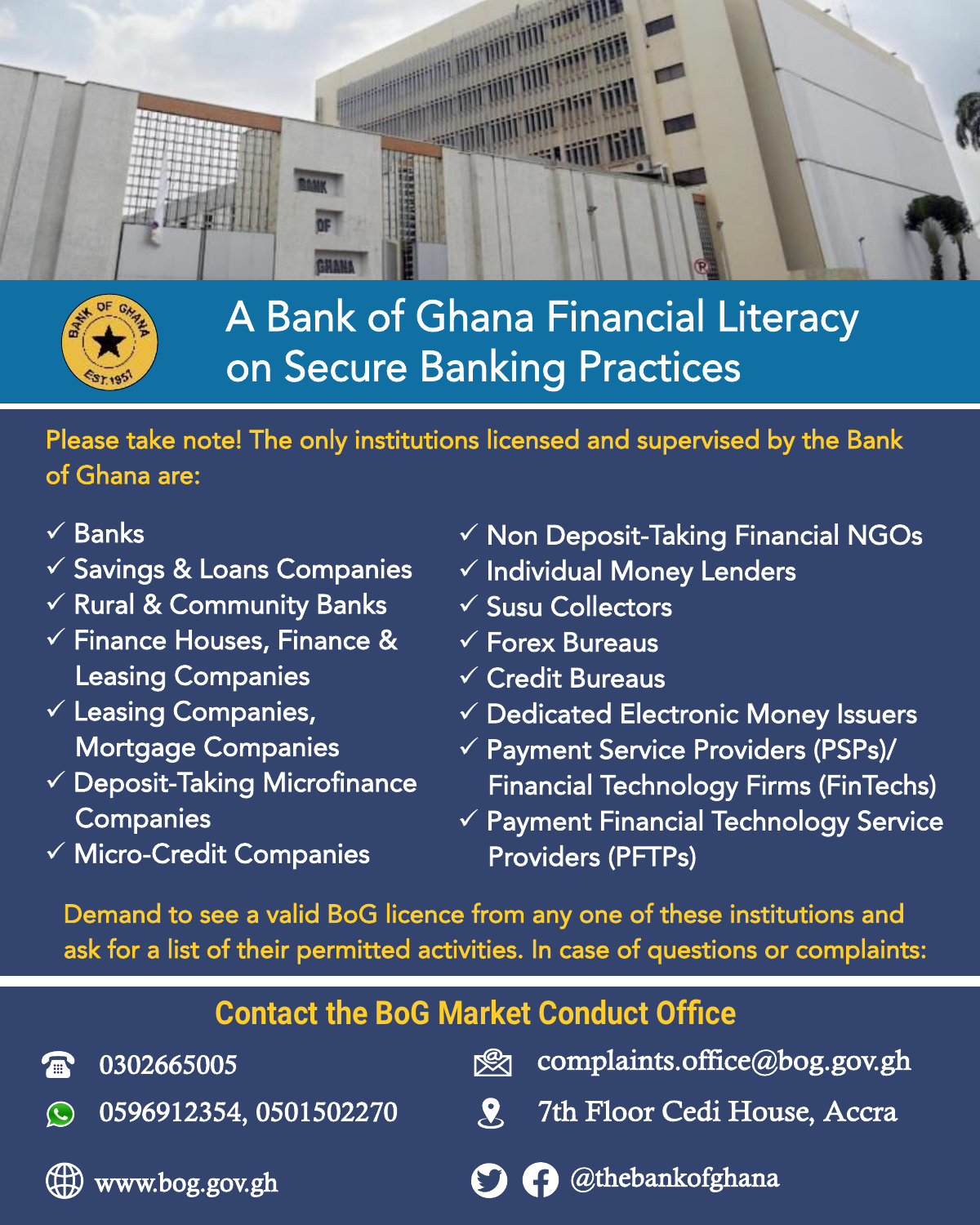# A Bank of Ghana Financial Literacy on Secure Banking Practices

Please take note! The only institutions licensed and supervised by the Bank of Ghana are:

- ✓ Banks
- ✓ Savings & Loans Companies
- ✓ Rural & Community Banks
- ✓ Finance Houses, Finance & Leasing Companies
- ✓ Leasing Companies, Mortgage Companies
- ✓ Deposit-Taking Microfinance Companies
- ✓ Micro-Credit Companies
- ✓ Non Deposit-Taking Financial NGOs
- ✓ Individual Money Lenders
- ✓ Susu Collectors
- ✓ Forex Bureaus
- ✓ Credit Bureaus
- ✓ Dedicated Electronic Money Issuers
- ✓ Payment Service Providers (PSPs)/ Financial Technology Firms (FinTechs)
- ✓ Payment Financial Technology Service Providers (PFTPs)

Demand to see a valid BoG licence from any one of these institutions and ask for a list of their permitted activities. In case of questions or complaints:

## Contact the BoG Market Conduct Office

0302665005

0596912354, 0501502270

complaints.office@bog.gov.gh

7th Floor Cedi House, Accra

www.bog.gov.gh

@thebankofghana